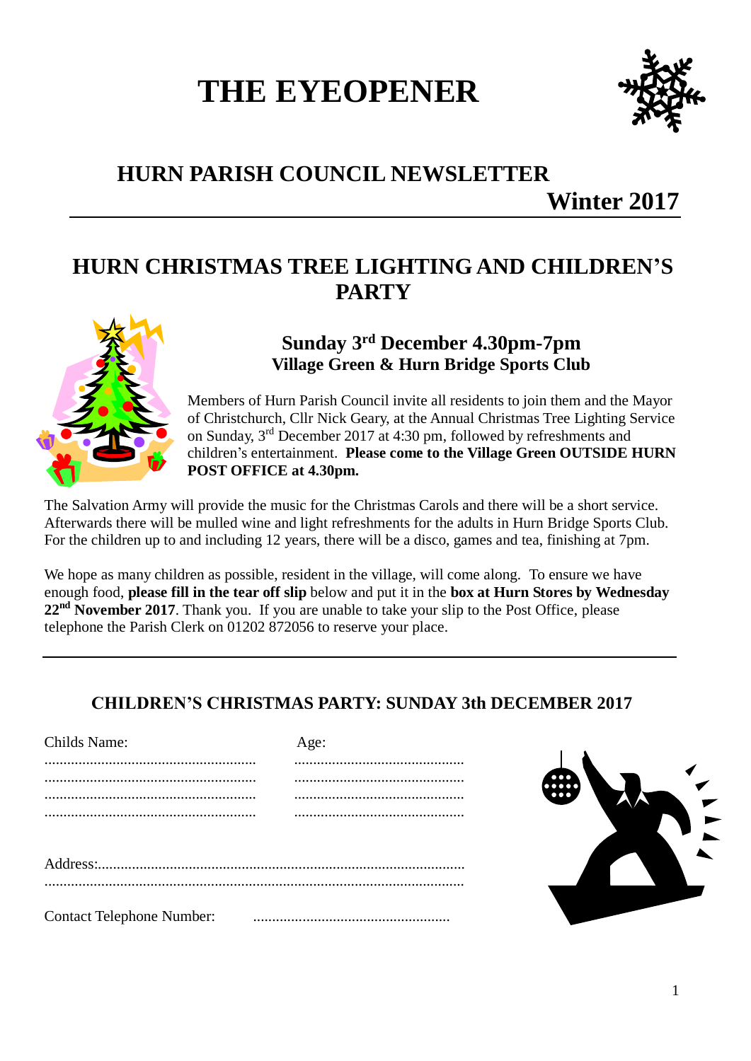# THE EYEOPENER

## HURN PARISH COUNCIL NEWSLETTER

**Winter 2017**

---

## HURN CHRISTMAS TREE LIGHTING AND CHILDREN'S PARTY

### Sunday 3rd December 4.30pm-7pm
### Village Green & Hurn Bridge Sports Club

Members of Hurn Parish Council invite all residents to join them and the Mayor of Christchurch, Cllr Nick Geary, at the Annual Christmas Tree Lighting Service on Sunday, 3rd December 2017 at 4:30 pm, followed by refreshments and children's entertainment. **Please come to the Village Green OUTSIDE HURN POST OFFICE at 4.30pm.**

The Salvation Army will provide the music for the Christmas Carols and there will be a short service. Afterwards there will be mulled wine and light refreshments for the adults in Hurn Bridge Sports Club. For the children up to and including 12 years, there will be a disco, games and tea, finishing at 7pm.

We hope as many children as possible, resident in the village, will come along. To ensure we have enough food, **please fill in the tear off slip** below and put it in the **box at Hurn Stores by Wednesday 22nd November 2017**. Thank you. If you are unable to take your slip to the Post Office, please telephone the Parish Clerk on 01202 872056 to reserve your place.

---

### CHILDREN'S CHRISTMAS PARTY: SUNDAY 3th DECEMBER 2017

| Childs Name: | Age: |
|---|---|
| ........................................................ | ............................................. |
| ........................................................ | ............................................. |
| ........................................................ | ............................................. |
| ........................................................ | ............................................. |

Address:..............................................................................................

..............................................................................................................

Contact Telephone Number: ....................................................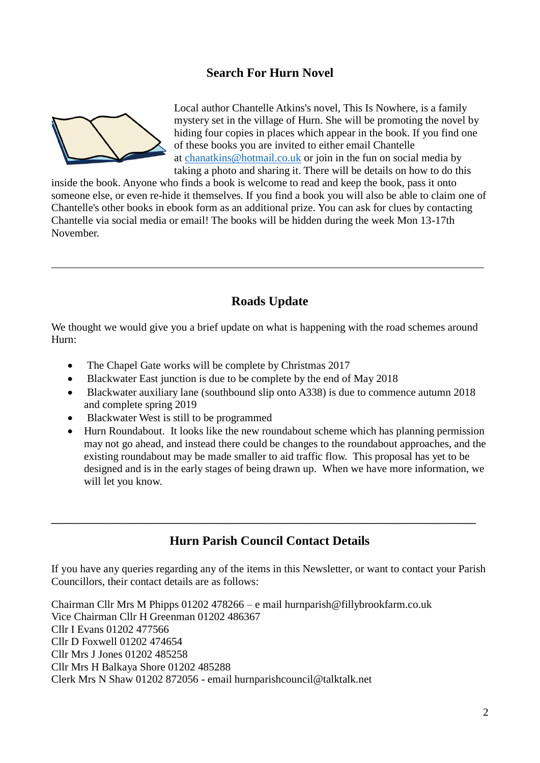## Search For Hurn Novel

Local author Chantelle Atkins's novel, This Is Nowhere, is a family mystery set in the village of Hurn. She will be promoting the novel by hiding four copies in places which appear in the book. If you find one of these books you are invited to either email Chantelle at chanatkins@hotmail.co.uk or join in the fun on social media by taking a photo and sharing it. There will be details on how to do this inside the book. Anyone who finds a book is welcome to read and keep the book, pass it onto someone else, or even re-hide it themselves. If you find a book you will also be able to claim one of Chantelle's other books in ebook form as an additional prize. You can ask for clues by contacting Chantelle via social media or email! The books will be hidden during the week Mon 13-17th November.

---

## Roads Update

We thought we would give you a brief update on what is happening with the road schemes around Hurn:

- The Chapel Gate works will be complete by Christmas 2017
- Blackwater East junction is due to be complete by the end of May 2018
- Blackwater auxiliary lane (southbound slip onto A338) is due to commence autumn 2018 and complete spring 2019
- Blackwater West is still to be programmed
- Hurn Roundabout. It looks like the new roundabout scheme which has planning permission may not go ahead, and instead there could be changes to the roundabout approaches, and the existing roundabout may be made smaller to aid traffic flow. This proposal has yet to be designed and is in the early stages of being drawn up. When we have more information, we will let you know.

---

## Hurn Parish Council Contact Details

If you have any queries regarding any of the items in this Newsletter, or want to contact your Parish Councillors, their contact details are as follows:

Chairman Cllr Mrs M Phipps 01202 478266 – e mail hurnparish@fillybrookfarm.co.uk
Vice Chairman Cllr H Greenman 01202 486367
Cllr I Evans 01202 477566
Cllr D Foxwell 01202 474654
Cllr Mrs J Jones 01202 485258
Cllr Mrs H Balkaya Shore 01202 485288
Clerk Mrs N Shaw 01202 872056 - email hurnparishcouncil@talktalk.net